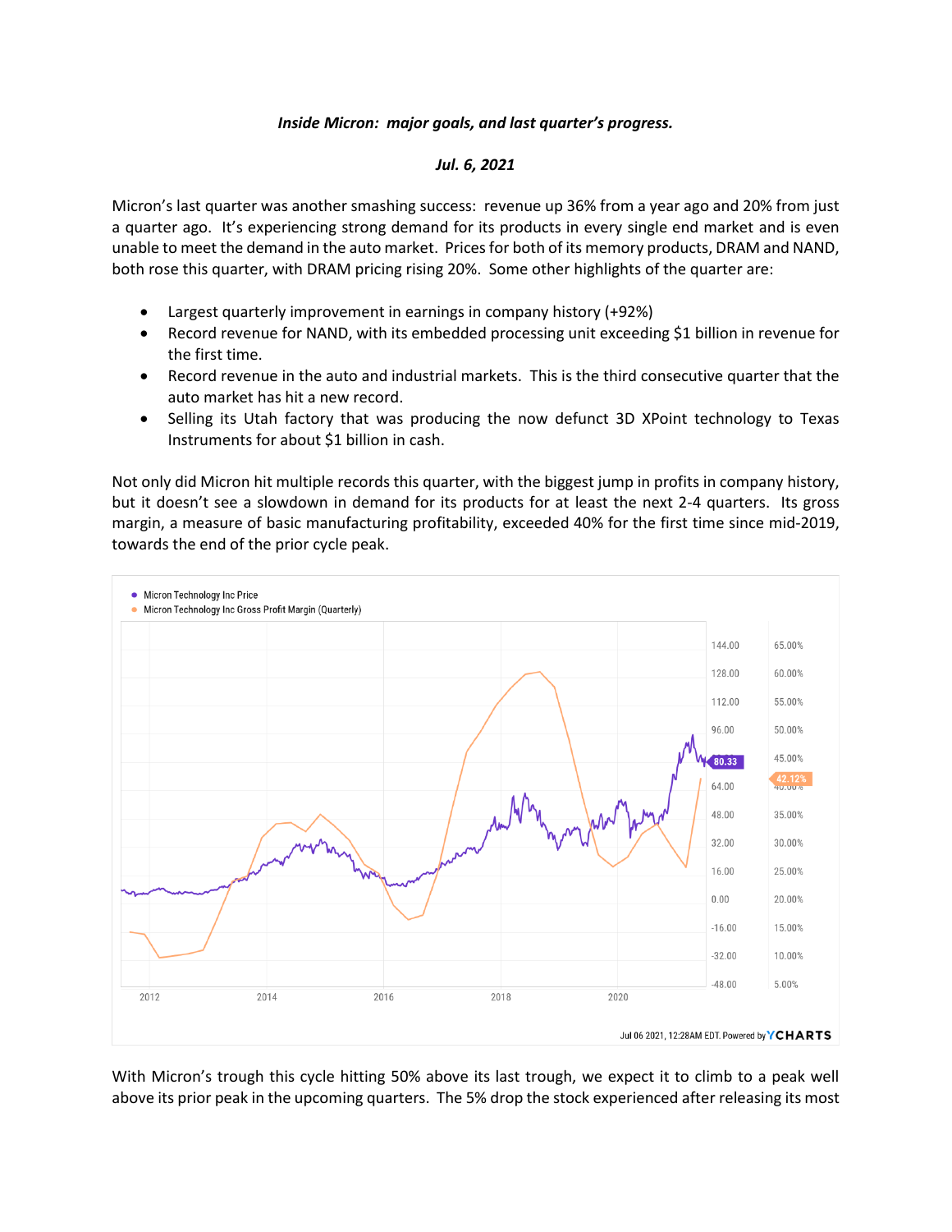***Inside Micron: major goals, and last quarter's progress.***

***Jul. 6, 2021***

Micron's last quarter was another smashing success: revenue up 36% from a year ago and 20% from just a quarter ago. It's experiencing strong demand for its products in every single end market and is even unable to meet the demand in the auto market. Prices for both of its memory products, DRAM and NAND, both rose this quarter, with DRAM pricing rising 20%. Some other highlights of the quarter are:

- Largest quarterly improvement in earnings in company history (+92%)
- Record revenue for NAND, with its embedded processing unit exceeding $1 billion in revenue for the first time.
- Record revenue in the auto and industrial markets. This is the third consecutive quarter that the auto market has hit a new record.
- Selling its Utah factory that was producing the now defunct 3D XPoint technology to Texas Instruments for about $1 billion in cash.

Not only did Micron hit multiple records this quarter, with the biggest jump in profits in company history, but it doesn't see a slowdown in demand for its products for at least the next 2-4 quarters. Its gross margin, a measure of basic manufacturing profitability, exceeded 40% for the first time since mid-2019, towards the end of the prior cycle peak.

With Micron's trough this cycle hitting 50% above its last trough, we expect it to climb to a peak well above its prior peak in the upcoming quarters. The 5% drop the stock experienced after releasing its most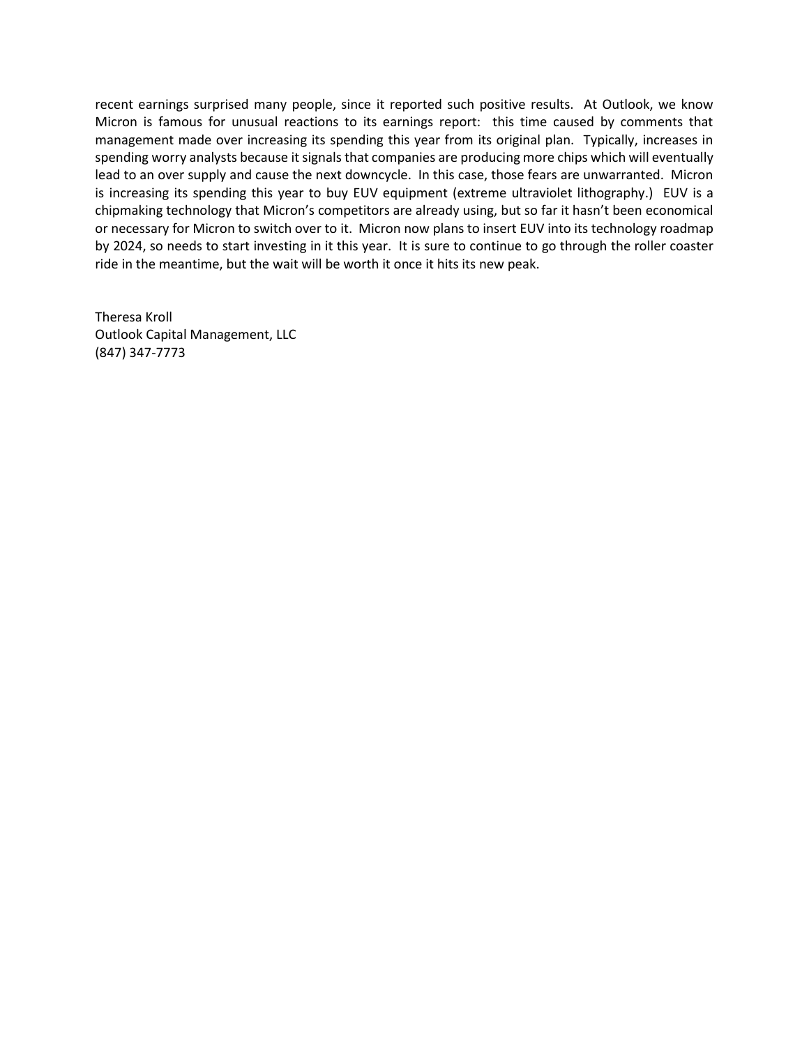recent earnings surprised many people, since it reported such positive results. At Outlook, we know Micron is famous for unusual reactions to its earnings report: this time caused by comments that management made over increasing its spending this year from its original plan. Typically, increases in spending worry analysts because it signals that companies are producing more chips which will eventually lead to an over supply and cause the next downcycle. In this case, those fears are unwarranted. Micron is increasing its spending this year to buy EUV equipment (extreme ultraviolet lithography.) EUV is a chipmaking technology that Micron's competitors are already using, but so far it hasn't been economical or necessary for Micron to switch over to it. Micron now plans to insert EUV into its technology roadmap by 2024, so needs to start investing in it this year. It is sure to continue to go through the roller coaster ride in the meantime, but the wait will be worth it once it hits its new peak.

Theresa Kroll  
Outlook Capital Management, LLC  
(847) 347-7773